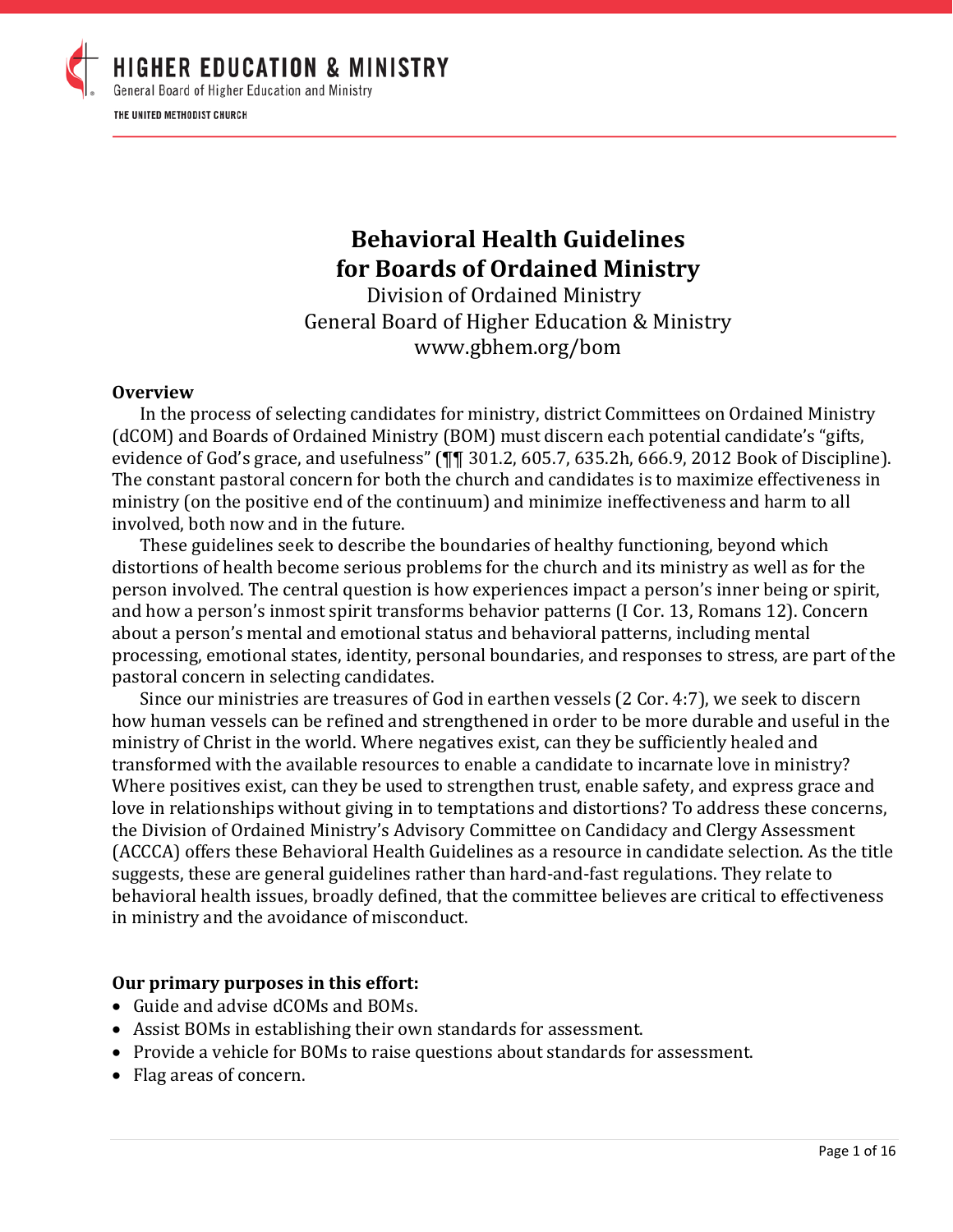HIGHER EDUCATION & MINISTRY
General Board of Higher Education and Ministry
THE UNITED METHODIST CHURCH

# Behavioral Health Guidelines for Boards of Ordained Ministry

Division of Ordained Ministry
General Board of Higher Education & Ministry
www.gbhem.org/bom

## Overview

In the process of selecting candidates for ministry, district Committees on Ordained Ministry (dCOM) and Boards of Ordained Ministry (BOM) must discern each potential candidate's "gifts, evidence of God's grace, and usefulness" (¶¶ 301.2, 605.7, 635.2h, 666.9, 2012 Book of Discipline). The constant pastoral concern for both the church and candidates is to maximize effectiveness in ministry (on the positive end of the continuum) and minimize ineffectiveness and harm to all involved, both now and in the future.

These guidelines seek to describe the boundaries of healthy functioning, beyond which distortions of health become serious problems for the church and its ministry as well as for the person involved. The central question is how experiences impact a person's inner being or spirit, and how a person's inmost spirit transforms behavior patterns (I Cor. 13, Romans 12). Concern about a person's mental and emotional status and behavioral patterns, including mental processing, emotional states, identity, personal boundaries, and responses to stress, are part of the pastoral concern in selecting candidates.

Since our ministries are treasures of God in earthen vessels (2 Cor. 4:7), we seek to discern how human vessels can be refined and strengthened in order to be more durable and useful in the ministry of Christ in the world. Where negatives exist, can they be sufficiently healed and transformed with the available resources to enable a candidate to incarnate love in ministry? Where positives exist, can they be used to strengthen trust, enable safety, and express grace and love in relationships without giving in to temptations and distortions? To address these concerns, the Division of Ordained Ministry's Advisory Committee on Candidacy and Clergy Assessment (ACCCA) offers these Behavioral Health Guidelines as a resource in candidate selection. As the title suggests, these are general guidelines rather than hard-and-fast regulations. They relate to behavioral health issues, broadly defined, that the committee believes are critical to effectiveness in ministry and the avoidance of misconduct.

**Our primary purposes in this effort:**

- Guide and advise dCOMs and BOMs.
- Assist BOMs in establishing their own standards for assessment.
- Provide a vehicle for BOMs to raise questions about standards for assessment.
- Flag areas of concern.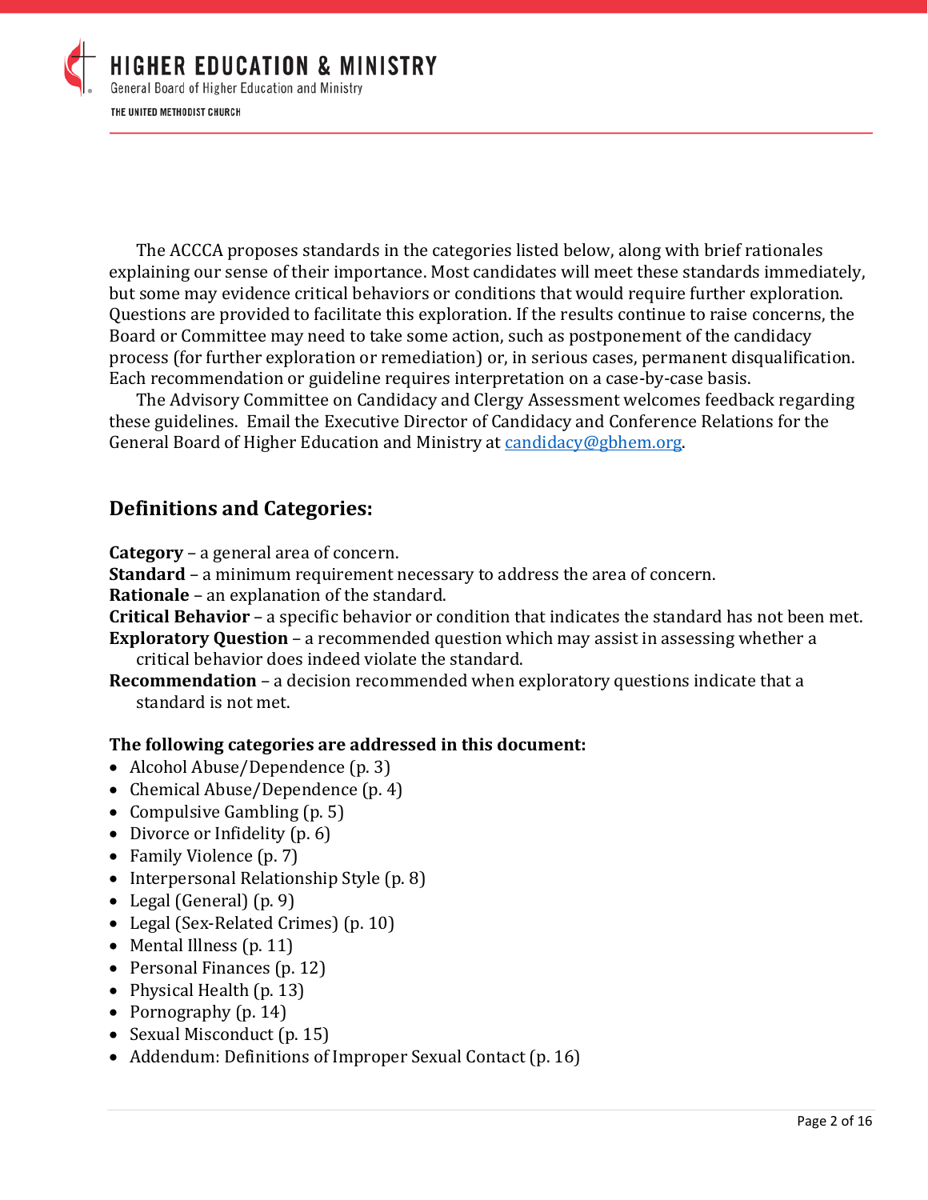The ACCCA proposes standards in the categories listed below, along with brief rationales explaining our sense of their importance. Most candidates will meet these standards immediately, but some may evidence critical behaviors or conditions that would require further exploration. Questions are provided to facilitate this exploration. If the results continue to raise concerns, the Board or Committee may need to take some action, such as postponement of the candidacy process (for further exploration or remediation) or, in serious cases, permanent disqualification. Each recommendation or guideline requires interpretation on a case-by-case basis.

The Advisory Committee on Candidacy and Clergy Assessment welcomes feedback regarding these guidelines. Email the Executive Director of Candidacy and Conference Relations for the General Board of Higher Education and Ministry at candidacy@gbhem.org.

## Definitions and Categories:

**Category** – a general area of concern.
**Standard** – a minimum requirement necessary to address the area of concern.
**Rationale** – an explanation of the standard.
**Critical Behavior** – a specific behavior or condition that indicates the standard has not been met.
**Exploratory Question** – a recommended question which may assist in assessing whether a critical behavior does indeed violate the standard.
**Recommendation** – a decision recommended when exploratory questions indicate that a standard is not met.

**The following categories are addressed in this document:**

- Alcohol Abuse/Dependence (p. 3)
- Chemical Abuse/Dependence (p. 4)
- Compulsive Gambling (p. 5)
- Divorce or Infidelity (p. 6)
- Family Violence (p. 7)
- Interpersonal Relationship Style (p. 8)
- Legal (General) (p. 9)
- Legal (Sex-Related Crimes) (p. 10)
- Mental Illness (p. 11)
- Personal Finances (p. 12)
- Physical Health (p. 13)
- Pornography (p. 14)
- Sexual Misconduct (p. 15)
- Addendum: Definitions of Improper Sexual Contact (p. 16)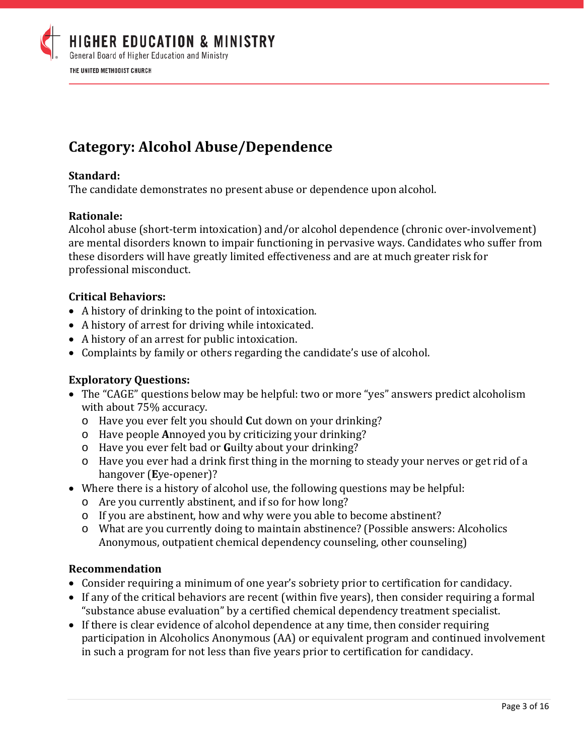## Category: Alcohol Abuse/Dependence

**Standard:**
The candidate demonstrates no present abuse or dependence upon alcohol.

**Rationale:**
Alcohol abuse (short-term intoxication) and/or alcohol dependence (chronic over-involvement) are mental disorders known to impair functioning in pervasive ways. Candidates who suffer from these disorders will have greatly limited effectiveness and are at much greater risk for professional misconduct.

**Critical Behaviors:**

- A history of drinking to the point of intoxication.
- A history of arrest for driving while intoxicated.
- A history of an arrest for public intoxication.
- Complaints by family or others regarding the candidate's use of alcohol.

**Exploratory Questions:**

- The "CAGE" questions below may be helpful: two or more "yes" answers predict alcoholism with about 75% accuracy.
  - Have you ever felt you should **C**ut down on your drinking?
  - Have people **A**nnoyed you by criticizing your drinking?
  - Have you ever felt bad or **G**uilty about your drinking?
  - Have you ever had a drink first thing in the morning to steady your nerves or get rid of a hangover (**E**ye-opener)?
- Where there is a history of alcohol use, the following questions may be helpful:
  - Are you currently abstinent, and if so for how long?
  - If you are abstinent, how and why were you able to become abstinent?
  - What are you currently doing to maintain abstinence? (Possible answers: Alcoholics Anonymous, outpatient chemical dependency counseling, other counseling)

**Recommendation**

- Consider requiring a minimum of one year's sobriety prior to certification for candidacy.
- If any of the critical behaviors are recent (within five years), then consider requiring a formal "substance abuse evaluation" by a certified chemical dependency treatment specialist.
- If there is clear evidence of alcohol dependence at any time, then consider requiring participation in Alcoholics Anonymous (AA) or equivalent program and continued involvement in such a program for not less than five years prior to certification for candidacy.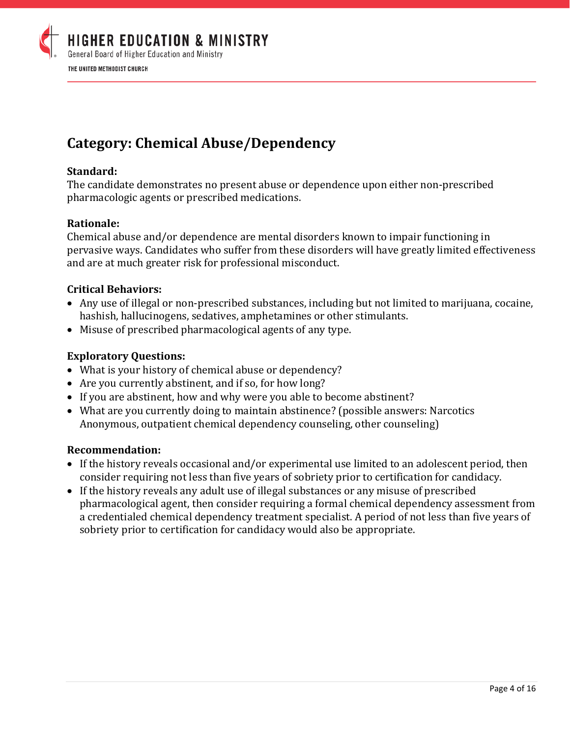## Category: Chemical Abuse/Dependency

**Standard:**
The candidate demonstrates no present abuse or dependence upon either non-prescribed pharmacologic agents or prescribed medications.

**Rationale:**
Chemical abuse and/or dependence are mental disorders known to impair functioning in pervasive ways. Candidates who suffer from these disorders will have greatly limited effectiveness and are at much greater risk for professional misconduct.

**Critical Behaviors:**

- Any use of illegal or non-prescribed substances, including but not limited to marijuana, cocaine, hashish, hallucinogens, sedatives, amphetamines or other stimulants.
- Misuse of prescribed pharmacological agents of any type.

**Exploratory Questions:**

- What is your history of chemical abuse or dependency?
- Are you currently abstinent, and if so, for how long?
- If you are abstinent, how and why were you able to become abstinent?
- What are you currently doing to maintain abstinence? (possible answers: Narcotics Anonymous, outpatient chemical dependency counseling, other counseling)

**Recommendation:**

- If the history reveals occasional and/or experimental use limited to an adolescent period, then consider requiring not less than five years of sobriety prior to certification for candidacy.
- If the history reveals any adult use of illegal substances or any misuse of prescribed pharmacological agent, then consider requiring a formal chemical dependency assessment from a credentialed chemical dependency treatment specialist. A period of not less than five years of sobriety prior to certification for candidacy would also be appropriate.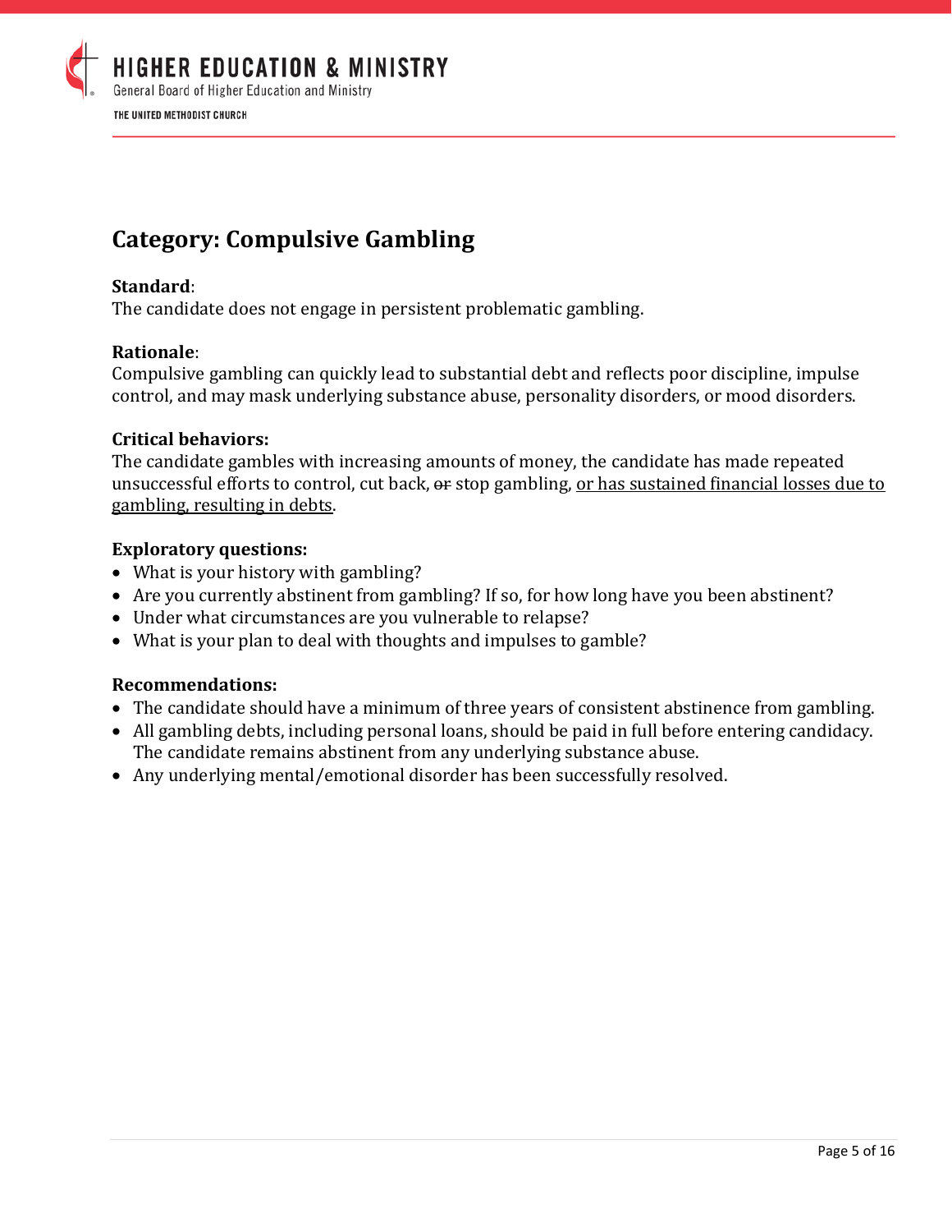## Category: Compulsive Gambling

**Standard**:
The candidate does not engage in persistent problematic gambling.

**Rationale**:
Compulsive gambling can quickly lead to substantial debt and reflects poor discipline, impulse control, and may mask underlying substance abuse, personality disorders, or mood disorders.

**Critical behaviors:**
The candidate gambles with increasing amounts of money, the candidate has made repeated unsuccessful efforts to control, cut back, ~~or~~ stop gambling, <u>or has sustained financial losses due to gambling, resulting in debts</u>.

**Exploratory questions:**

- What is your history with gambling?
- Are you currently abstinent from gambling? If so, for how long have you been abstinent?
- Under what circumstances are you vulnerable to relapse?
- What is your plan to deal with thoughts and impulses to gamble?

**Recommendations:**

- The candidate should have a minimum of three years of consistent abstinence from gambling.
- All gambling debts, including personal loans, should be paid in full before entering candidacy. The candidate remains abstinent from any underlying substance abuse.
- Any underlying mental/emotional disorder has been successfully resolved.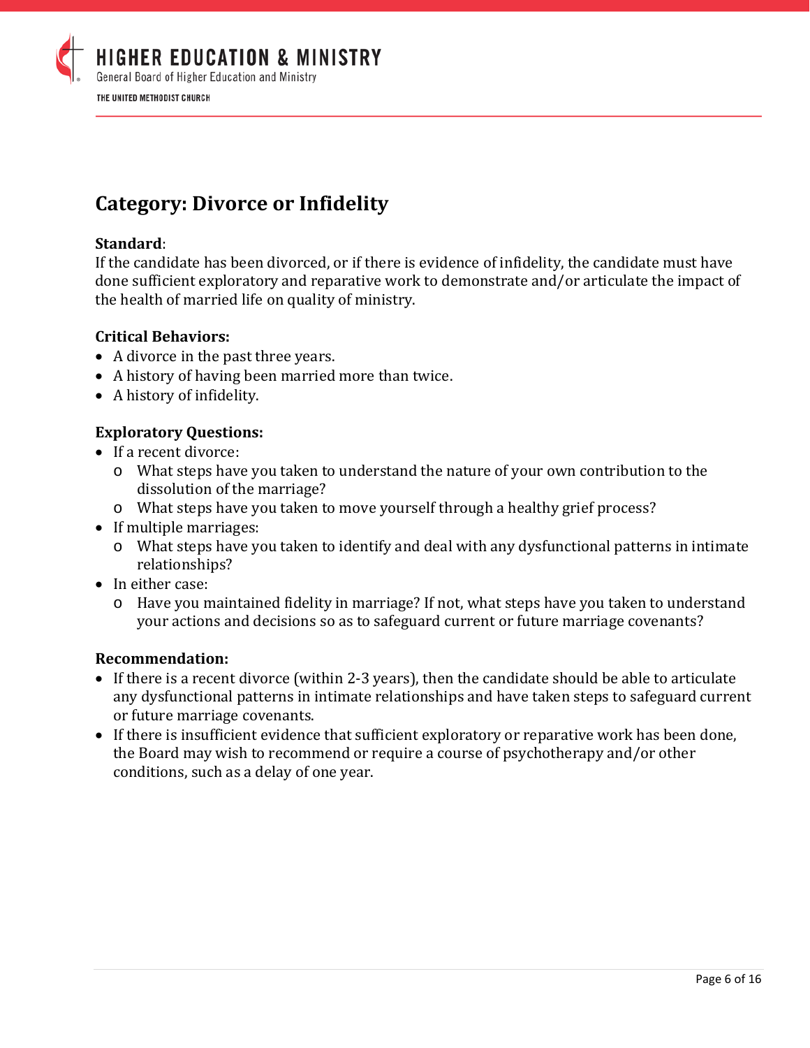## Category: Divorce or Infidelity

**Standard**:
If the candidate has been divorced, or if there is evidence of infidelity, the candidate must have done sufficient exploratory and reparative work to demonstrate and/or articulate the impact of the health of married life on quality of ministry.

**Critical Behaviors:**

- A divorce in the past three years.
- A history of having been married more than twice.
- A history of infidelity.

**Exploratory Questions:**

- If a recent divorce:
  - What steps have you taken to understand the nature of your own contribution to the dissolution of the marriage?
  - What steps have you taken to move yourself through a healthy grief process?
- If multiple marriages:
  - What steps have you taken to identify and deal with any dysfunctional patterns in intimate relationships?
- In either case:
  - Have you maintained fidelity in marriage? If not, what steps have you taken to understand your actions and decisions so as to safeguard current or future marriage covenants?

**Recommendation:**

- If there is a recent divorce (within 2-3 years), then the candidate should be able to articulate any dysfunctional patterns in intimate relationships and have taken steps to safeguard current or future marriage covenants.
- If there is insufficient evidence that sufficient exploratory or reparative work has been done, the Board may wish to recommend or require a course of psychotherapy and/or other conditions, such as a delay of one year.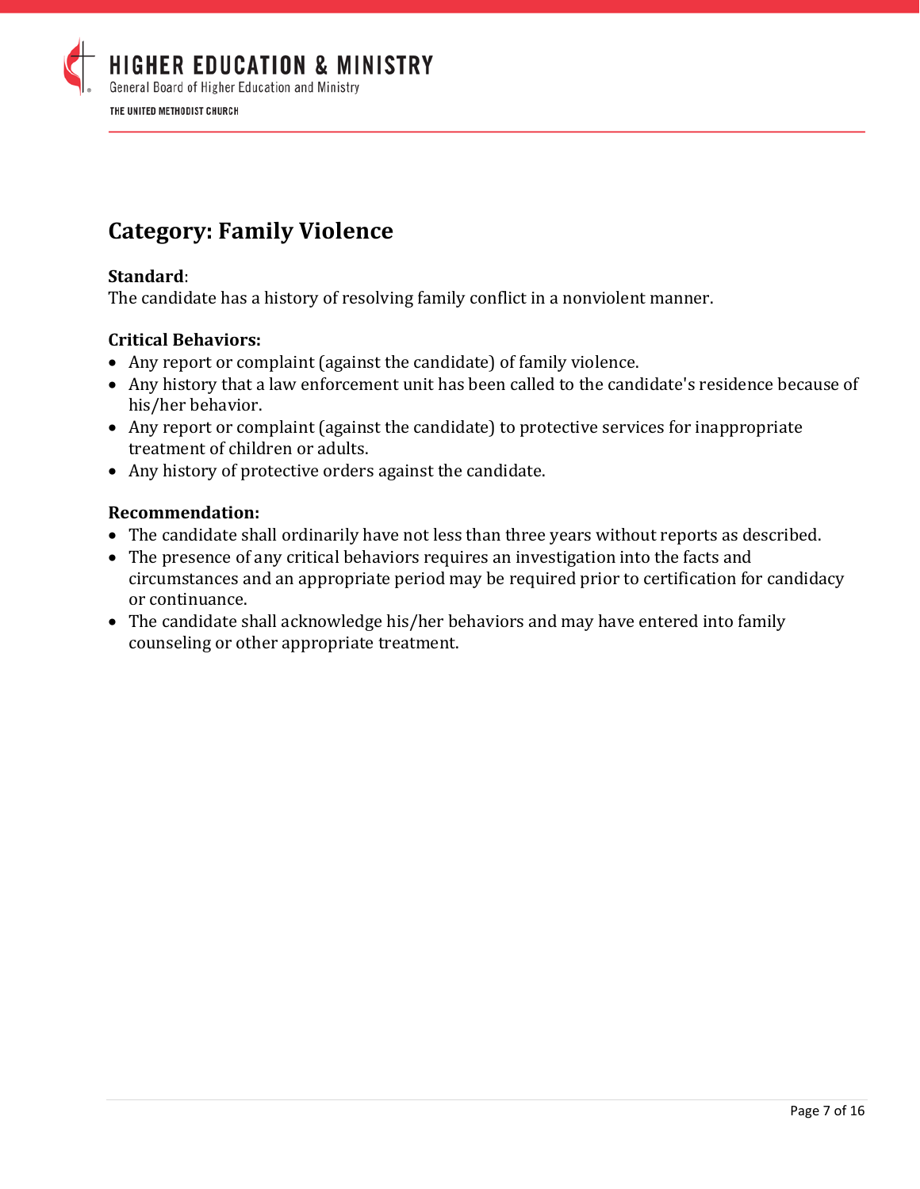## Category: Family Violence

**Standard**:
The candidate has a history of resolving family conflict in a nonviolent manner.

**Critical Behaviors:**

- Any report or complaint (against the candidate) of family violence.
- Any history that a law enforcement unit has been called to the candidate's residence because of his/her behavior.
- Any report or complaint (against the candidate) to protective services for inappropriate treatment of children or adults.
- Any history of protective orders against the candidate.

**Recommendation:**

- The candidate shall ordinarily have not less than three years without reports as described.
- The presence of any critical behaviors requires an investigation into the facts and circumstances and an appropriate period may be required prior to certification for candidacy or continuance.
- The candidate shall acknowledge his/her behaviors and may have entered into family counseling or other appropriate treatment.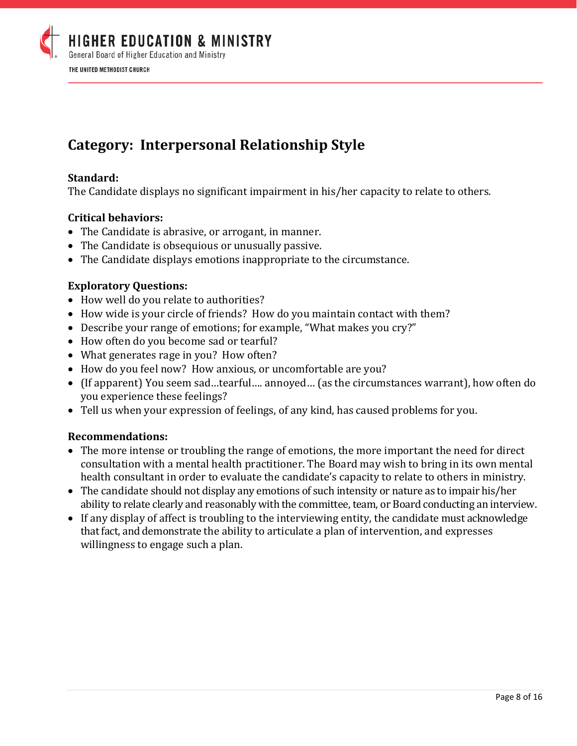## Category: Interpersonal Relationship Style

**Standard:**
The Candidate displays no significant impairment in his/her capacity to relate to others.

**Critical behaviors:**

- The Candidate is abrasive, or arrogant, in manner.
- The Candidate is obsequious or unusually passive.
- The Candidate displays emotions inappropriate to the circumstance.

**Exploratory Questions:**

- How well do you relate to authorities?
- How wide is your circle of friends? How do you maintain contact with them?
- Describe your range of emotions; for example, "What makes you cry?"
- How often do you become sad or tearful?
- What generates rage in you? How often?
- How do you feel now? How anxious, or uncomfortable are you?
- (If apparent) You seem sad…tearful…. annoyed… (as the circumstances warrant), how often do you experience these feelings?
- Tell us when your expression of feelings, of any kind, has caused problems for you.

**Recommendations:**

- The more intense or troubling the range of emotions, the more important the need for direct consultation with a mental health practitioner. The Board may wish to bring in its own mental health consultant in order to evaluate the candidate's capacity to relate to others in ministry.
- The candidate should not display any emotions of such intensity or nature as to impair his/her ability to relate clearly and reasonably with the committee, team, or Board conducting an interview.
- If any display of affect is troubling to the interviewing entity, the candidate must acknowledge that fact, and demonstrate the ability to articulate a plan of intervention, and expresses willingness to engage such a plan.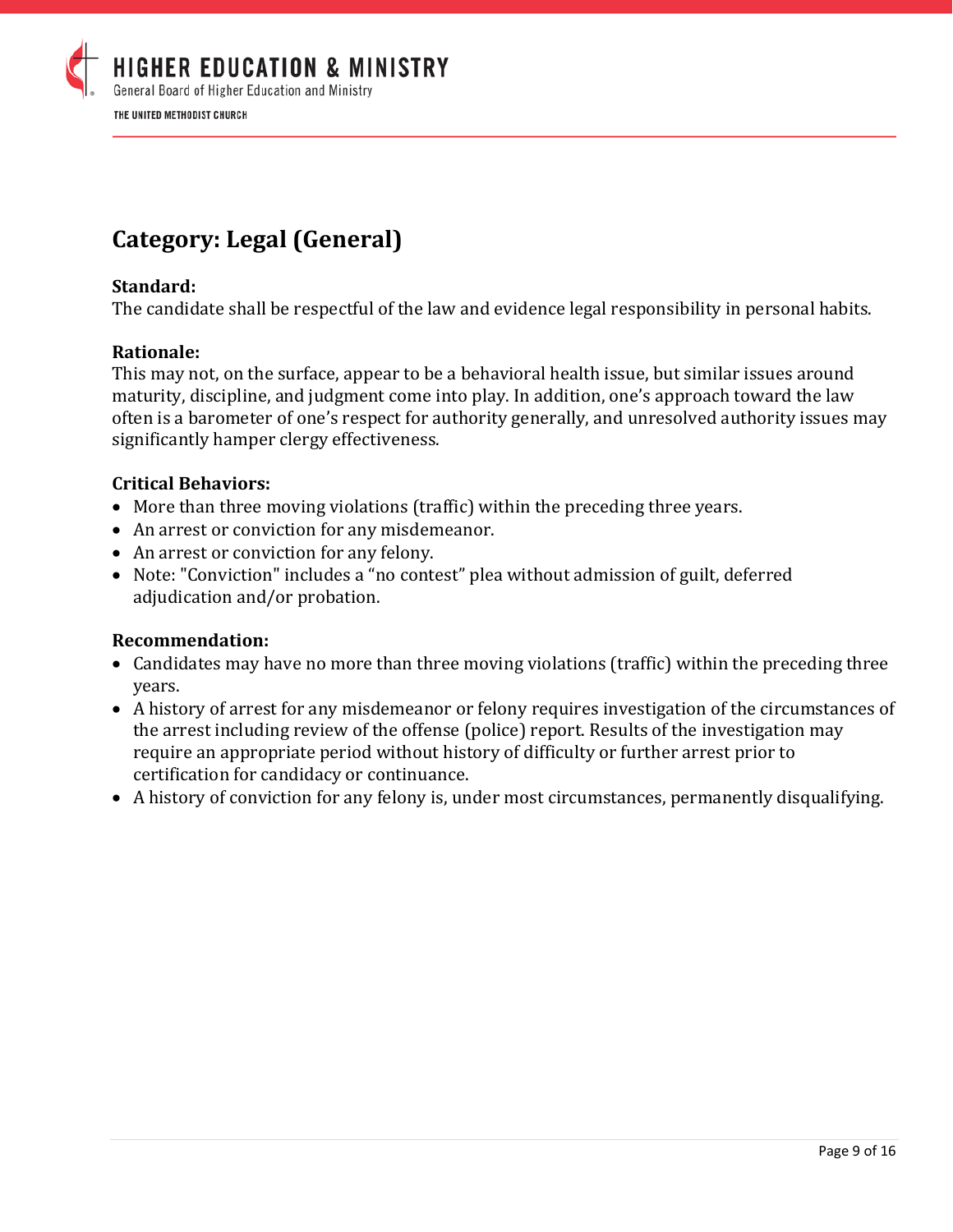## Category: Legal (General)

**Standard:**
The candidate shall be respectful of the law and evidence legal responsibility in personal habits.

**Rationale:**
This may not, on the surface, appear to be a behavioral health issue, but similar issues around maturity, discipline, and judgment come into play. In addition, one's approach toward the law often is a barometer of one's respect for authority generally, and unresolved authority issues may significantly hamper clergy effectiveness.

**Critical Behaviors:**

- More than three moving violations (traffic) within the preceding three years.
- An arrest or conviction for any misdemeanor.
- An arrest or conviction for any felony.
- Note: "Conviction" includes a "no contest" plea without admission of guilt, deferred adjudication and/or probation.

**Recommendation:**

- Candidates may have no more than three moving violations (traffic) within the preceding three years.
- A history of arrest for any misdemeanor or felony requires investigation of the circumstances of the arrest including review of the offense (police) report. Results of the investigation may require an appropriate period without history of difficulty or further arrest prior to certification for candidacy or continuance.
- A history of conviction for any felony is, under most circumstances, permanently disqualifying.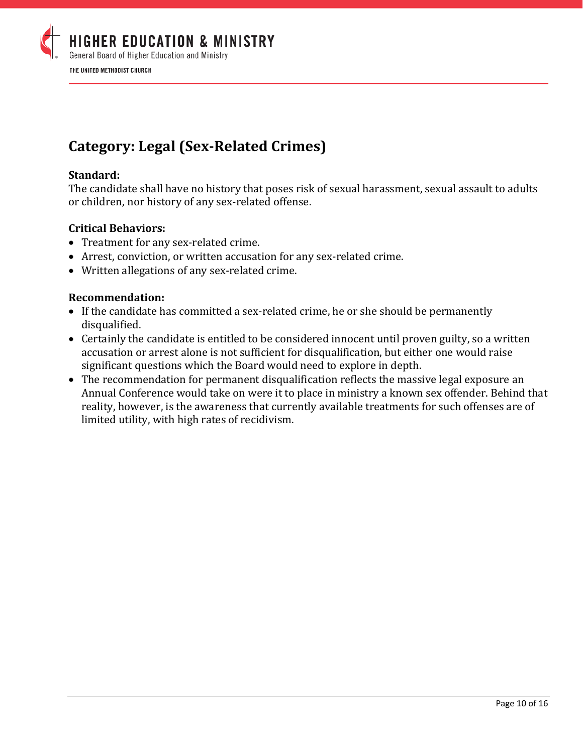## Category: Legal (Sex-Related Crimes)

**Standard:**
The candidate shall have no history that poses risk of sexual harassment, sexual assault to adults or children, nor history of any sex-related offense.

**Critical Behaviors:**
- Treatment for any sex-related crime.
- Arrest, conviction, or written accusation for any sex-related crime.
- Written allegations of any sex-related crime.

**Recommendation:**
- If the candidate has committed a sex-related crime, he or she should be permanently disqualified.
- Certainly the candidate is entitled to be considered innocent until proven guilty, so a written accusation or arrest alone is not sufficient for disqualification, but either one would raise significant questions which the Board would need to explore in depth.
- The recommendation for permanent disqualification reflects the massive legal exposure an Annual Conference would take on were it to place in ministry a known sex offender. Behind that reality, however, is the awareness that currently available treatments for such offenses are of limited utility, with high rates of recidivism.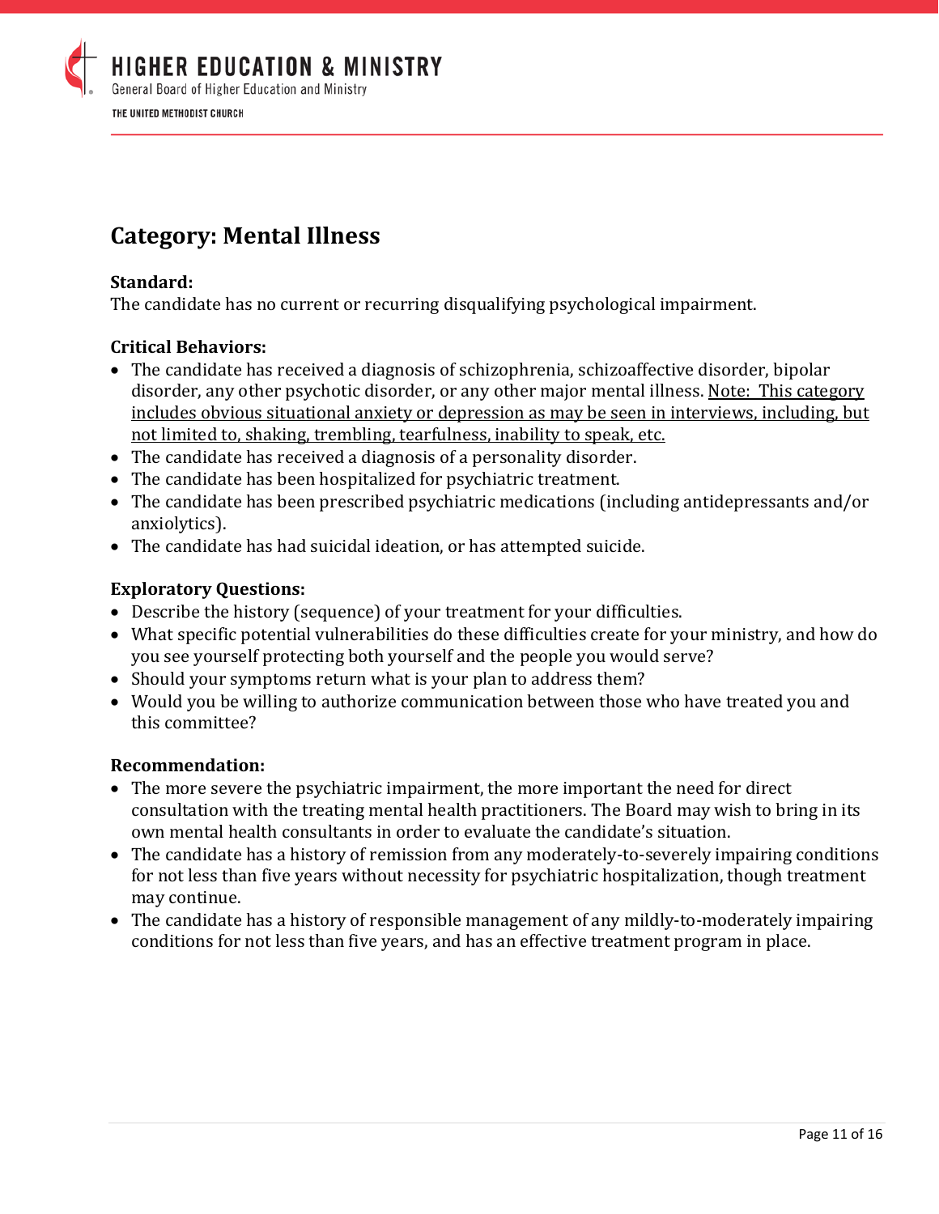## Category: Mental Illness

**Standard:**
The candidate has no current or recurring disqualifying psychological impairment.

**Critical Behaviors:**

- The candidate has received a diagnosis of schizophrenia, schizoaffective disorder, bipolar disorder, any other psychotic disorder, or any other major mental illness. <u>Note: This category includes obvious situational anxiety or depression as may be seen in interviews, including, but not limited to, shaking, trembling, tearfulness, inability to speak, etc.</u>
- The candidate has received a diagnosis of a personality disorder.
- The candidate has been hospitalized for psychiatric treatment.
- The candidate has been prescribed psychiatric medications (including antidepressants and/or anxiolytics).
- The candidate has had suicidal ideation, or has attempted suicide.

**Exploratory Questions:**

- Describe the history (sequence) of your treatment for your difficulties.
- What specific potential vulnerabilities do these difficulties create for your ministry, and how do you see yourself protecting both yourself and the people you would serve?
- Should your symptoms return what is your plan to address them?
- Would you be willing to authorize communication between those who have treated you and this committee?

**Recommendation:**

- The more severe the psychiatric impairment, the more important the need for direct consultation with the treating mental health practitioners. The Board may wish to bring in its own mental health consultants in order to evaluate the candidate's situation.
- The candidate has a history of remission from any moderately-to-severely impairing conditions for not less than five years without necessity for psychiatric hospitalization, though treatment may continue.
- The candidate has a history of responsible management of any mildly-to-moderately impairing conditions for not less than five years, and has an effective treatment program in place.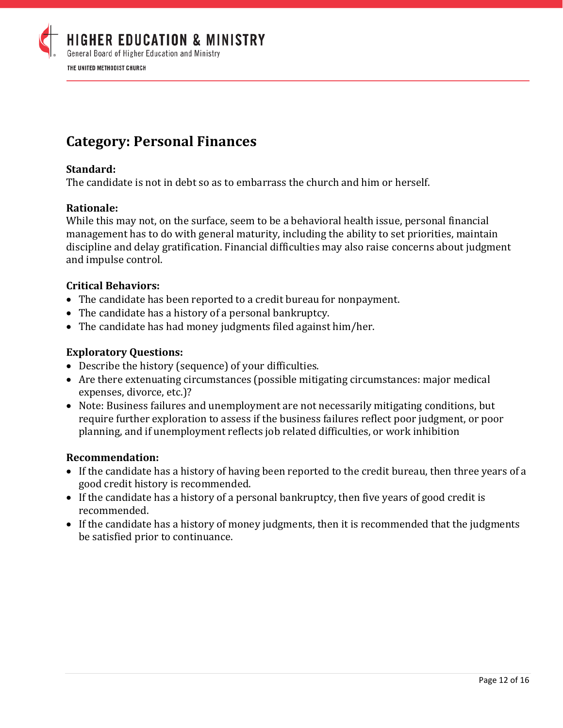## Category: Personal Finances

**Standard:**
The candidate is not in debt so as to embarrass the church and him or herself.

**Rationale:**
While this may not, on the surface, seem to be a behavioral health issue, personal financial management has to do with general maturity, including the ability to set priorities, maintain discipline and delay gratification. Financial difficulties may also raise concerns about judgment and impulse control.

**Critical Behaviors:**
- The candidate has been reported to a credit bureau for nonpayment.
- The candidate has a history of a personal bankruptcy.
- The candidate has had money judgments filed against him/her.

**Exploratory Questions:**
- Describe the history (sequence) of your difficulties.
- Are there extenuating circumstances (possible mitigating circumstances: major medical expenses, divorce, etc.)?
- Note: Business failures and unemployment are not necessarily mitigating conditions, but require further exploration to assess if the business failures reflect poor judgment, or poor planning, and if unemployment reflects job related difficulties, or work inhibition

**Recommendation:**
- If the candidate has a history of having been reported to the credit bureau, then three years of a good credit history is recommended.
- If the candidate has a history of a personal bankruptcy, then five years of good credit is recommended.
- If the candidate has a history of money judgments, then it is recommended that the judgments be satisfied prior to continuance.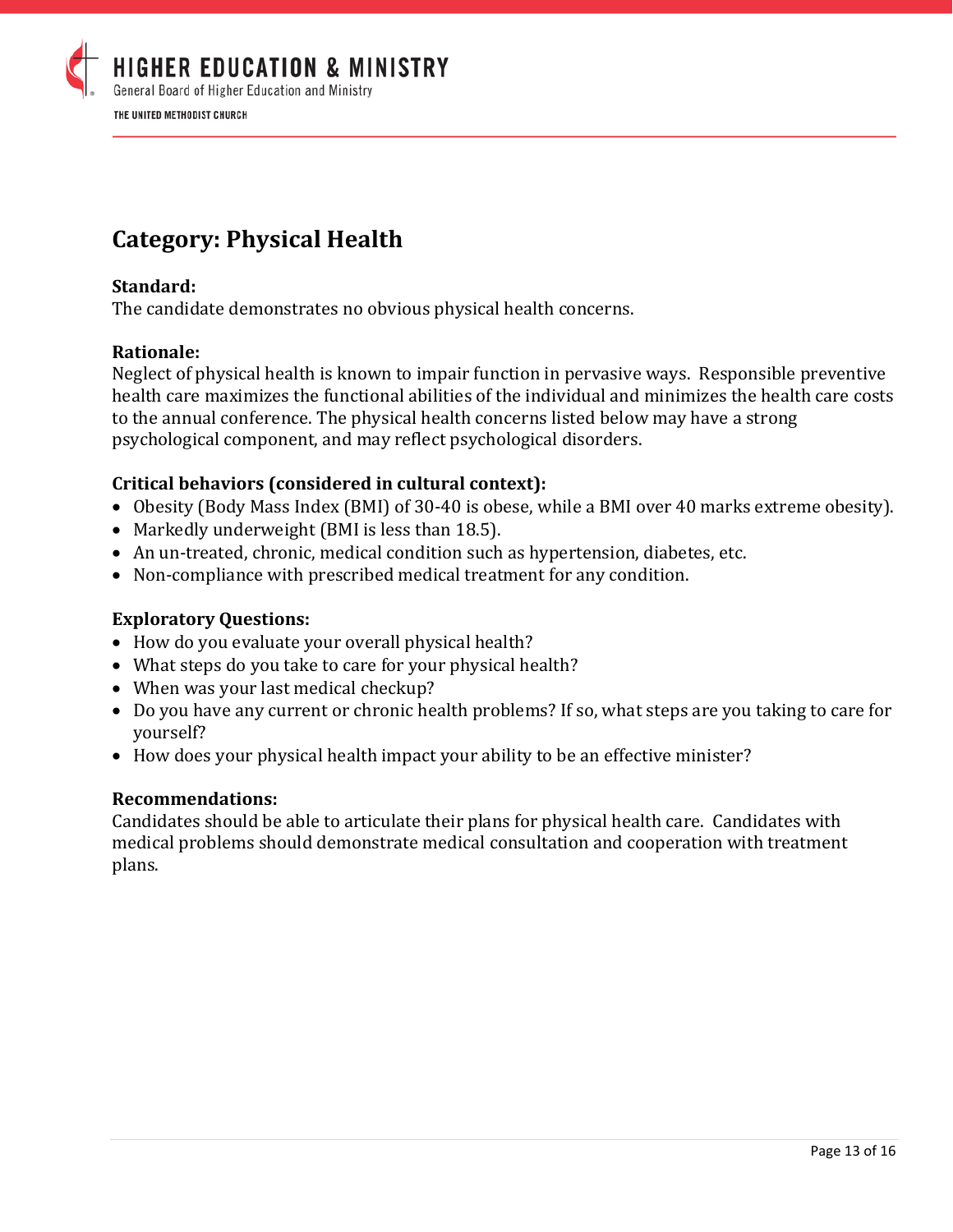## Category: Physical Health

**Standard:**
The candidate demonstrates no obvious physical health concerns.

**Rationale:**
Neglect of physical health is known to impair function in pervasive ways. Responsible preventive health care maximizes the functional abilities of the individual and minimizes the health care costs to the annual conference. The physical health concerns listed below may have a strong psychological component, and may reflect psychological disorders.

**Critical behaviors (considered in cultural context):**

- Obesity (Body Mass Index (BMI) of 30-40 is obese, while a BMI over 40 marks extreme obesity).
- Markedly underweight (BMI is less than 18.5).
- An un-treated, chronic, medical condition such as hypertension, diabetes, etc.
- Non-compliance with prescribed medical treatment for any condition.

**Exploratory Questions:**

- How do you evaluate your overall physical health?
- What steps do you take to care for your physical health?
- When was your last medical checkup?
- Do you have any current or chronic health problems? If so, what steps are you taking to care for yourself?
- How does your physical health impact your ability to be an effective minister?

**Recommendations:**
Candidates should be able to articulate their plans for physical health care. Candidates with medical problems should demonstrate medical consultation and cooperation with treatment plans.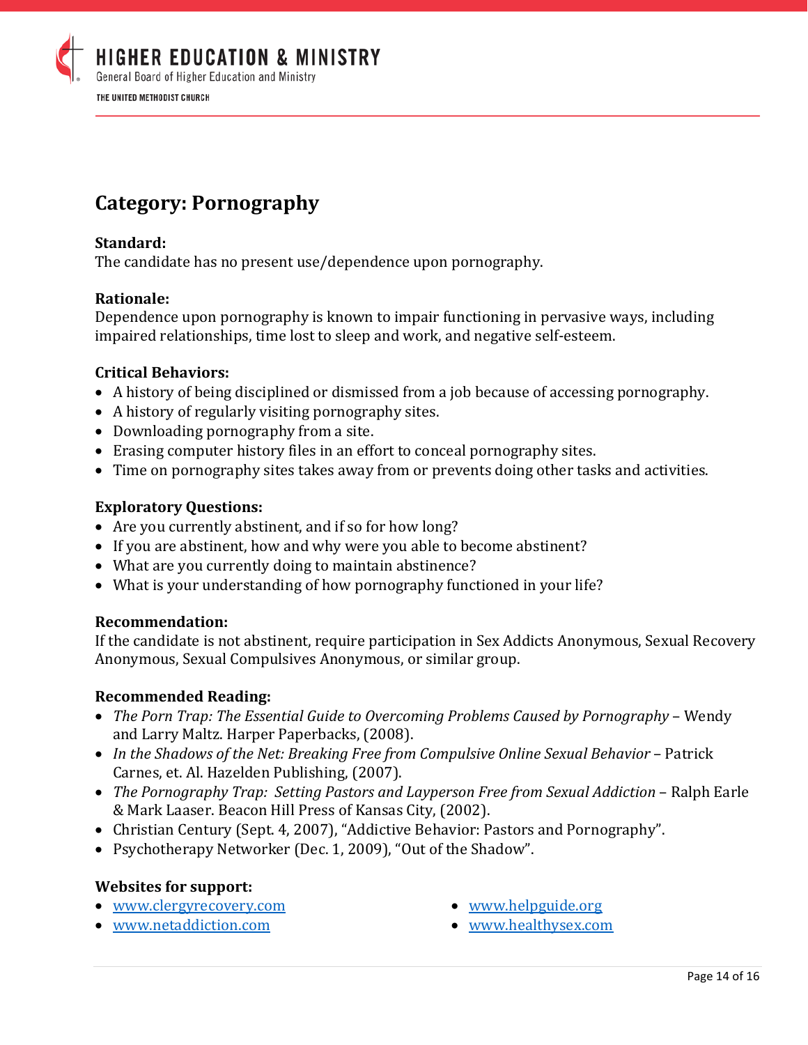## Category: Pornography

**Standard:**
The candidate has no present use/dependence upon pornography.

**Rationale:**
Dependence upon pornography is known to impair functioning in pervasive ways, including impaired relationships, time lost to sleep and work, and negative self-esteem.

**Critical Behaviors:**

- A history of being disciplined or dismissed from a job because of accessing pornography.
- A history of regularly visiting pornography sites.
- Downloading pornography from a site.
- Erasing computer history files in an effort to conceal pornography sites.
- Time on pornography sites takes away from or prevents doing other tasks and activities.

**Exploratory Questions:**

- Are you currently abstinent, and if so for how long?
- If you are abstinent, how and why were you able to become abstinent?
- What are you currently doing to maintain abstinence?
- What is your understanding of how pornography functioned in your life?

**Recommendation:**
If the candidate is not abstinent, require participation in Sex Addicts Anonymous, Sexual Recovery Anonymous, Sexual Compulsives Anonymous, or similar group.

**Recommended Reading:**

- *The Porn Trap: The Essential Guide to Overcoming Problems Caused by Pornography* – Wendy and Larry Maltz. Harper Paperbacks, (2008).
- *In the Shadows of the Net: Breaking Free from Compulsive Online Sexual Behavior* – Patrick Carnes, et. Al. Hazelden Publishing, (2007).
- *The Pornography Trap: Setting Pastors and Layperson Free from Sexual Addiction* – Ralph Earle & Mark Laaser. Beacon Hill Press of Kansas City, (2002).
- Christian Century (Sept. 4, 2007), "Addictive Behavior: Pastors and Pornography".
- Psychotherapy Networker (Dec. 1, 2009), "Out of the Shadow".

**Websites for support:**

- www.clergyrecovery.com
- www.netaddiction.com
- www.helpguide.org
- www.healthysex.com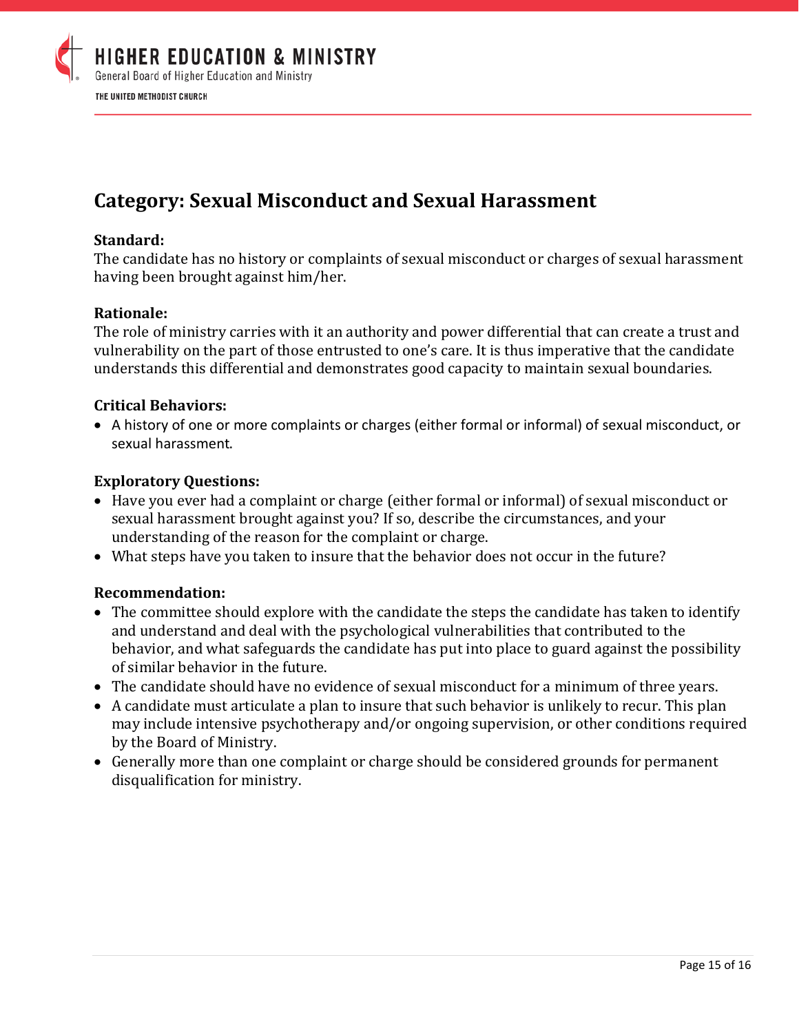## Category: Sexual Misconduct and Sexual Harassment

**Standard:**
The candidate has no history or complaints of sexual misconduct or charges of sexual harassment having been brought against him/her.

**Rationale:**
The role of ministry carries with it an authority and power differential that can create a trust and vulnerability on the part of those entrusted to one's care. It is thus imperative that the candidate understands this differential and demonstrates good capacity to maintain sexual boundaries.

**Critical Behaviors:**

- A history of one or more complaints or charges (either formal or informal) of sexual misconduct, or sexual harassment.

**Exploratory Questions:**

- Have you ever had a complaint or charge (either formal or informal) of sexual misconduct or sexual harassment brought against you? If so, describe the circumstances, and your understanding of the reason for the complaint or charge.
- What steps have you taken to insure that the behavior does not occur in the future?

**Recommendation:**

- The committee should explore with the candidate the steps the candidate has taken to identify and understand and deal with the psychological vulnerabilities that contributed to the behavior, and what safeguards the candidate has put into place to guard against the possibility of similar behavior in the future.
- The candidate should have no evidence of sexual misconduct for a minimum of three years.
- A candidate must articulate a plan to insure that such behavior is unlikely to recur. This plan may include intensive psychotherapy and/or ongoing supervision, or other conditions required by the Board of Ministry.
- Generally more than one complaint or charge should be considered grounds for permanent disqualification for ministry.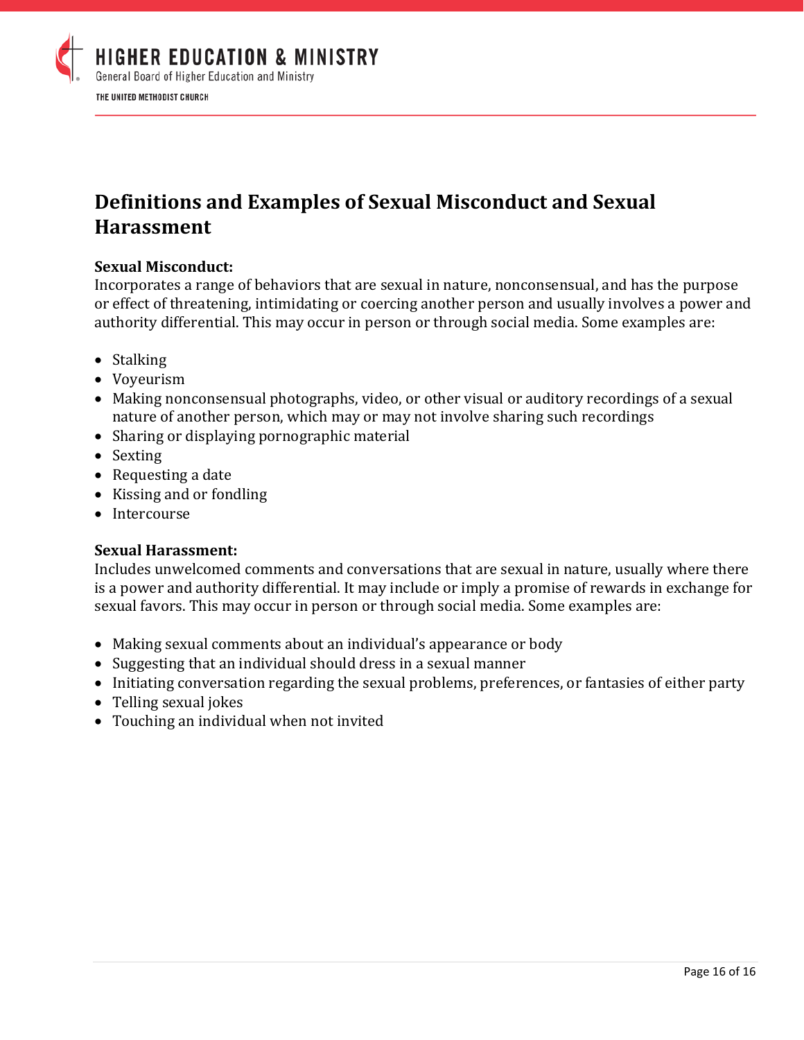## Definitions and Examples of Sexual Misconduct and Sexual Harassment

**Sexual Misconduct:**
Incorporates a range of behaviors that are sexual in nature, nonconsensual, and has the purpose or effect of threatening, intimidating or coercing another person and usually involves a power and authority differential. This may occur in person or through social media. Some examples are:

- Stalking
- Voyeurism
- Making nonconsensual photographs, video, or other visual or auditory recordings of a sexual nature of another person, which may or may not involve sharing such recordings
- Sharing or displaying pornographic material
- Sexting
- Requesting a date
- Kissing and or fondling
- Intercourse

**Sexual Harassment:**
Includes unwelcomed comments and conversations that are sexual in nature, usually where there is a power and authority differential. It may include or imply a promise of rewards in exchange for sexual favors. This may occur in person or through social media. Some examples are:

- Making sexual comments about an individual's appearance or body
- Suggesting that an individual should dress in a sexual manner
- Initiating conversation regarding the sexual problems, preferences, or fantasies of either party
- Telling sexual jokes
- Touching an individual when not invited